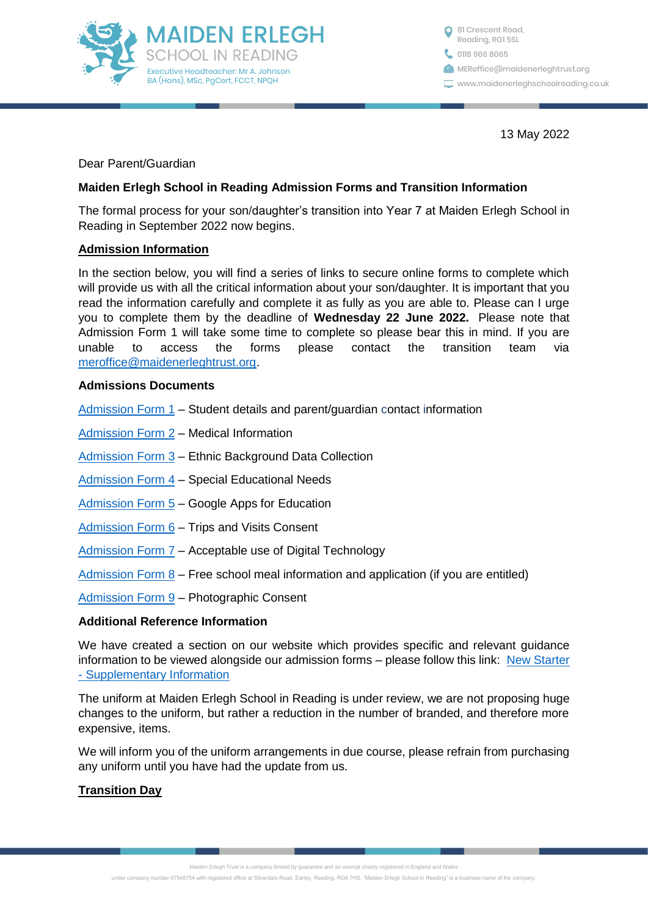MAIDEN ERLEGH
SCHOOL IN READING
Executive Headteacher: Mr A. Johnson
BA (Hons), MSc, PgCert, FCCT, NPQH

81 Crescent Road,
Reading, RG1 5SL
0118 966 8065
MERoffice@maidenerleghtrust.org
www.maidenerleghschoolreading.co.uk

13 May 2022

Dear Parent/Guardian

**Maiden Erlegh School in Reading Admission Forms and Transition Information**

The formal process for your son/daughter's transition into Year 7 at Maiden Erlegh School in Reading in September 2022 now begins.

**Admission Information**

In the section below, you will find a series of links to secure online forms to complete which will provide us with all the critical information about your son/daughter. It is important that you read the information carefully and complete it as fully as you are able to. Please can I urge you to complete them by the deadline of **Wednesday 22 June 2022.** Please note that Admission Form 1 will take some time to complete so please bear this in mind. If you are unable to access the forms please contact the transition team via meroffice@maidenerleghtrust.org.

**Admissions Documents**

Admission Form 1 – Student details and parent/guardian contact information

Admission Form 2 – Medical Information

Admission Form 3 – Ethnic Background Data Collection

Admission Form 4 – Special Educational Needs

Admission Form 5 – Google Apps for Education

Admission Form 6 – Trips and Visits Consent

Admission Form 7 – Acceptable use of Digital Technology

Admission Form 8 – Free school meal information and application (if you are entitled)

Admission Form 9 – Photographic Consent

**Additional Reference Information**

We have created a section on our website which provides specific and relevant guidance information to be viewed alongside our admission forms – please follow this link: New Starter - Supplementary Information

The uniform at Maiden Erlegh School in Reading is under review, we are not proposing huge changes to the uniform, but rather a reduction in the number of branded, and therefore more expensive, items.

We will inform you of the uniform arrangements in due course, please refrain from purchasing any uniform until you have had the update from us.

**Transition Day**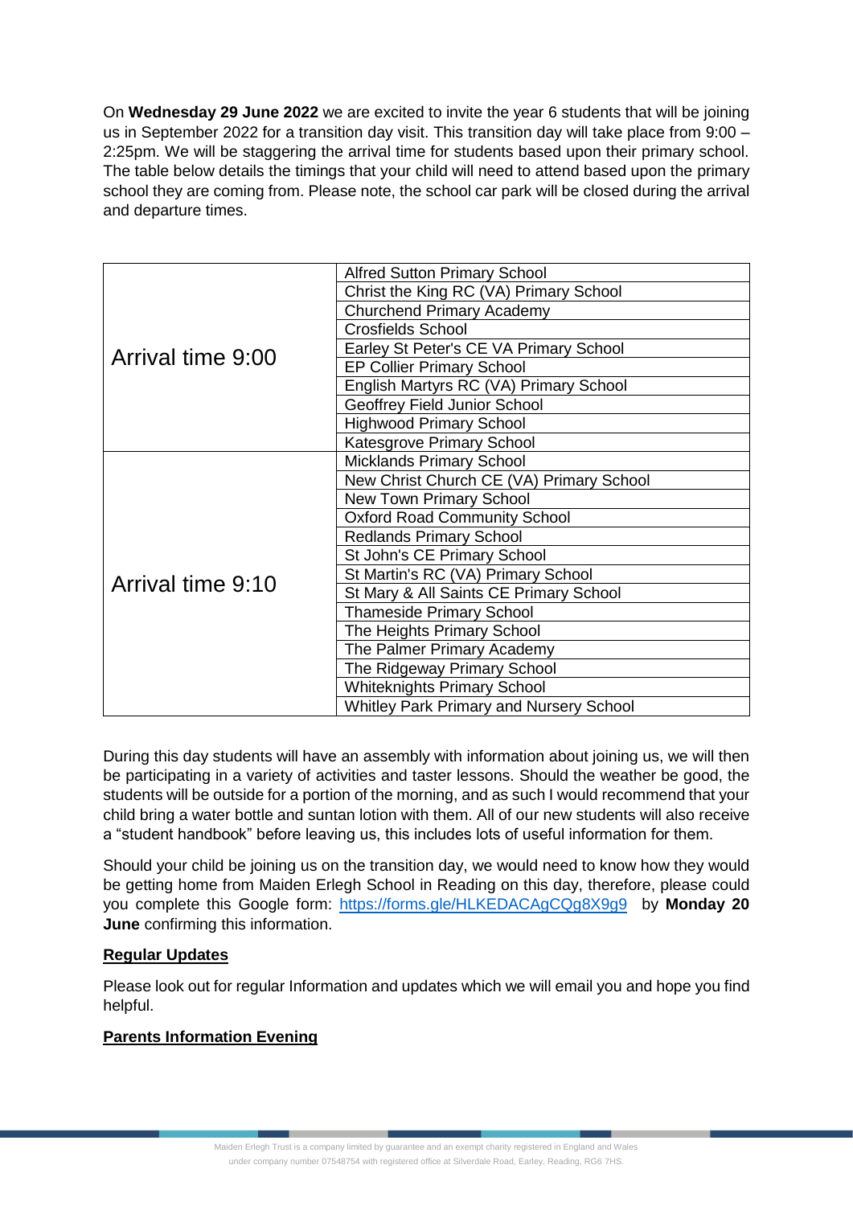On **Wednesday 29 June 2022** we are excited to invite the year 6 students that will be joining us in September 2022 for a transition day visit. This transition day will take place from 9:00 – 2:25pm. We will be staggering the arrival time for students based upon their primary school. The table below details the timings that your child will need to attend based upon the primary school they are coming from. Please note, the school car park will be closed during the arrival and departure times.

| Arrival time | Primary School |
|---|---|
| Arrival time 9:00 | Alfred Sutton Primary School |
| | Christ the King RC (VA) Primary School |
| | Churchend Primary Academy |
| | Crosfields School |
| | Earley St Peter's CE VA Primary School |
| | EP Collier Primary School |
| | English Martyrs RC (VA) Primary School |
| | Geoffrey Field Junior School |
| | Highwood Primary School |
| | Katesgrove Primary School |
| Arrival time 9:10 | Micklands Primary School |
| | New Christ Church CE (VA) Primary School |
| | New Town Primary School |
| | Oxford Road Community School |
| | Redlands Primary School |
| | St John's CE Primary School |
| | St Martin's RC (VA) Primary School |
| | St Mary & All Saints CE Primary School |
| | Thameside Primary School |
| | The Heights Primary School |
| | The Palmer Primary Academy |
| | The Ridgeway Primary School |
| | Whiteknights Primary School |
| | Whitley Park Primary and Nursery School |

During this day students will have an assembly with information about joining us, we will then be participating in a variety of activities and taster lessons. Should the weather be good, the students will be outside for a portion of the morning, and as such I would recommend that your child bring a water bottle and suntan lotion with them. All of our new students will also receive a "student handbook" before leaving us, this includes lots of useful information for them.

Should your child be joining us on the transition day, we would need to know how they would be getting home from Maiden Erlegh School in Reading on this day, therefore, please could you complete this Google form: https://forms.gle/HLKEDACAgCQg8X9g9 by **Monday 20 June** confirming this information.

**Regular Updates**

Please look out for regular Information and updates which we will email you and hope you find helpful.

**Parents Information Evening**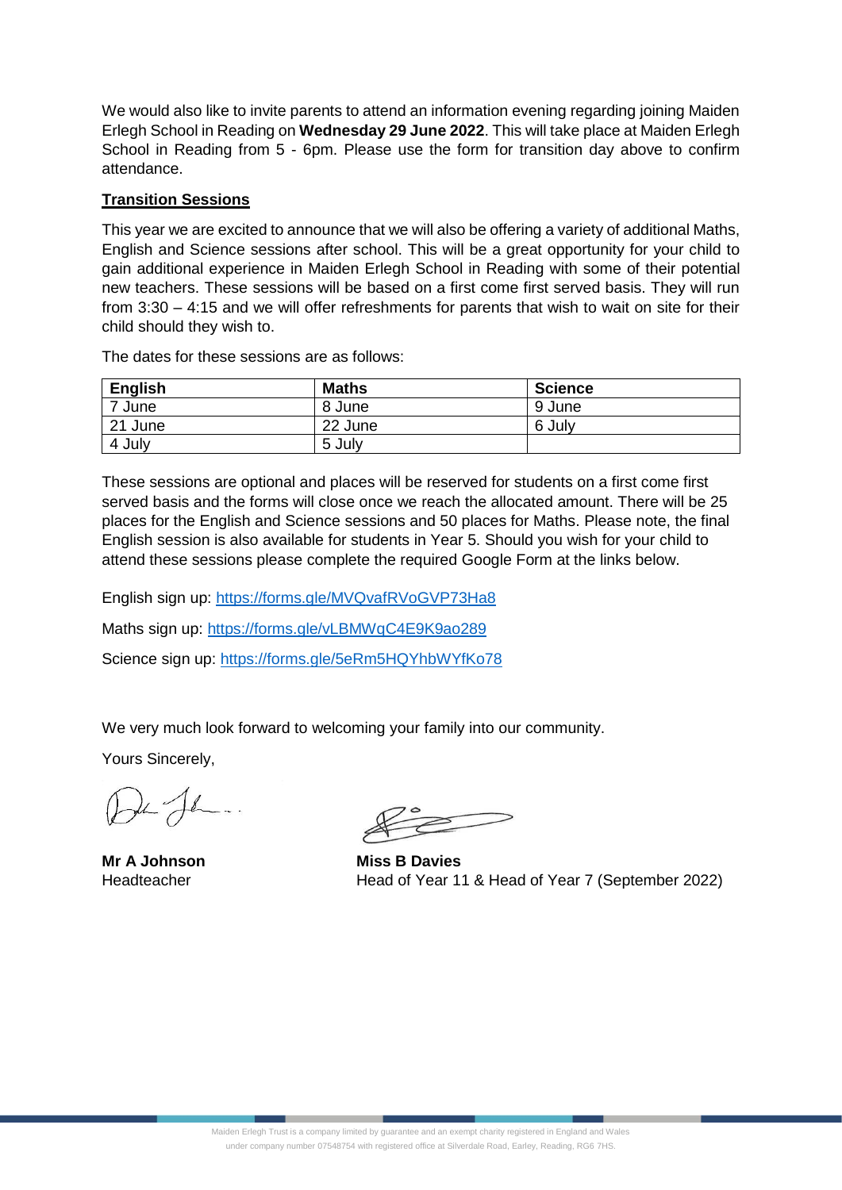We would also like to invite parents to attend an information evening regarding joining Maiden Erlegh School in Reading on **Wednesday 29 June 2022**. This will take place at Maiden Erlegh School in Reading from 5 - 6pm. Please use the form for transition day above to confirm attendance.

**Transition Sessions**

This year we are excited to announce that we will also be offering a variety of additional Maths, English and Science sessions after school. This will be a great opportunity for your child to gain additional experience in Maiden Erlegh School in Reading with some of their potential new teachers. These sessions will be based on a first come first served basis. They will run from 3:30 – 4:15 and we will offer refreshments for parents that wish to wait on site for their child should they wish to.

The dates for these sessions are as follows:

| English | Maths | Science |
|---|---|---|
| 7 June | 8 June | 9 June |
| 21 June | 22 June | 6 July |
| 4 July | 5 July | |

These sessions are optional and places will be reserved for students on a first come first served basis and the forms will close once we reach the allocated amount. There will be 25 places for the English and Science sessions and 50 places for Maths. Please note, the final English session is also available for students in Year 5. Should you wish for your child to attend these sessions please complete the required Google Form at the links below.

English sign up: https://forms.gle/MVQvafRVoGVP73Ha8

Maths sign up: https://forms.gle/vLBMWqC4E9K9ao289

Science sign up: https://forms.gle/5eRm5HQYhbWYfKo78

We very much look forward to welcoming your family into our community.

Yours Sincerely,

**Mr A Johnson**
Headteacher

**Miss B Davies**
Head of Year 11 & Head of Year 7 (September 2022)